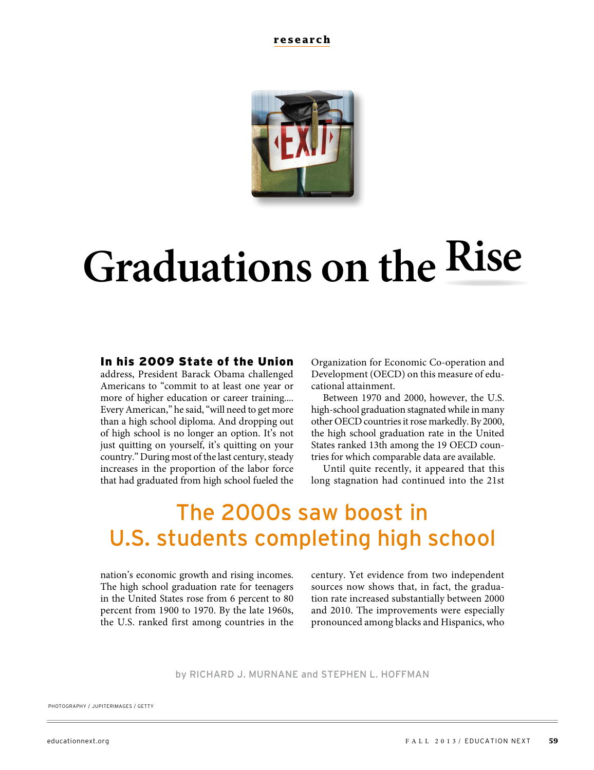# Graduations on the Rise

## The 2000s saw boost in U.S. students completing high school

by RICHARD J. MURNANE and STEPHEN L. HOFFMAN

**In his 2009 State of the Union** address, President Barack Obama challenged Americans to "commit to at least one year or more of higher education or career training.... Every American," he said, "will need to get more than a high school diploma. And dropping out of high school is no longer an option. It's not just quitting on yourself, it's quitting on your country." During most of the last century, steady increases in the proportion of the labor force that had graduated from high school fueled the nation's economic growth and rising incomes. The high school graduation rate for teenagers in the United States rose from 6 percent to 80 percent from 1900 to 1970. By the late 1960s, the U.S. ranked first among countries in the Organization for Economic Co-operation and Development (OECD) on this measure of educational attainment.

Between 1970 and 2000, however, the U.S. high-school graduation stagnated while in many other OECD countries it rose markedly. By 2000, the high school graduation rate in the United States ranked 13th among the 19 OECD countries for which comparable data are available.

Until quite recently, it appeared that this long stagnation had continued into the 21st century. Yet evidence from two independent sources now shows that, in fact, the graduation rate increased substantially between 2000 and 2010. The improvements were especially pronounced among blacks and Hispanics, who

PHOTOGRAPHY / JUPITERIMAGES / GETTY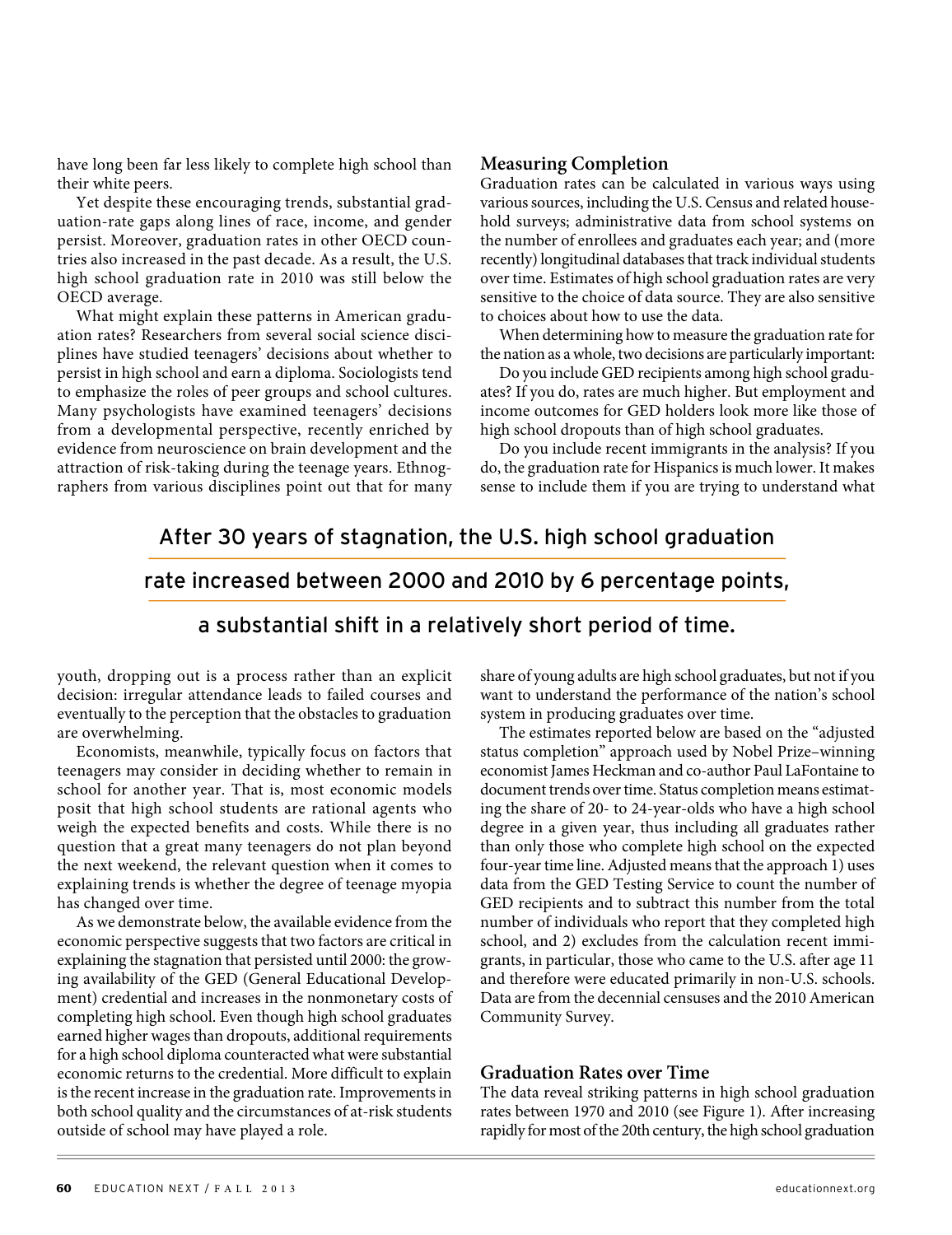have long been far less likely to complete high school than their white peers.

Yet despite these encouraging trends, substantial graduation-rate gaps along lines of race, income, and gender persist. Moreover, graduation rates in other OECD countries also increased in the past decade. As a result, the U.S. high school graduation rate in 2010 was still below the OECD average.

What might explain these patterns in American graduation rates? Researchers from several social science disciplines have studied teenagers' decisions about whether to persist in high school and earn a diploma. Sociologists tend to emphasize the roles of peer groups and school cultures. Many psychologists have examined teenagers' decisions from a developmental perspective, recently enriched by evidence from neuroscience on brain development and the attraction of risk-taking during the teenage years. Ethnographers from various disciplines point out that for many youth, dropping out is a process rather than an explicit decision: irregular attendance leads to failed courses and eventually to the perception that the obstacles to graduation are overwhelming.

Economists, meanwhile, typically focus on factors that teenagers may consider in deciding whether to remain in school for another year. That is, most economic models posit that high school students are rational agents who weigh the expected benefits and costs. While there is no question that a great many teenagers do not plan beyond the next weekend, the relevant question when it comes to explaining trends is whether the degree of teenage myopia has changed over time.

As we demonstrate below, the available evidence from the economic perspective suggests that two factors are critical in explaining the stagnation that persisted until 2000: the growing availability of the GED (General Educational Development) credential and increases in the nonmonetary costs of completing high school. Even though high school graduates earned higher wages than dropouts, additional requirements for a high school diploma counteracted what were substantial economic returns to the credential. More difficult to explain is the recent increase in the graduation rate. Improvements in both school quality and the circumstances of at-risk students outside of school may have played a role.

## Measuring Completion

Graduation rates can be calculated in various ways using various sources, including the U.S. Census and related household surveys; administrative data from school systems on the number of enrollees and graduates each year; and (more recently) longitudinal databases that track individual students over time. Estimates of high school graduation rates are very sensitive to the choice of data source. They are also sensitive to choices about how to use the data.

When determining how to measure the graduation rate for the nation as a whole, two decisions are particularly important:

Do you include GED recipients among high school graduates? If you do, rates are much higher. But employment and income outcomes for GED holders look more like those of high school dropouts than of high school graduates.

Do you include recent immigrants in the analysis? If you do, the graduation rate for Hispanics is much lower. It makes sense to include them if you are trying to understand what share of young adults are high school graduates, but not if you want to understand the performance of the nation's school system in producing graduates over time.

The estimates reported below are based on the "adjusted status completion" approach used by Nobel Prize–winning economist James Heckman and co-author Paul LaFontaine to document trends over time. Status completion means estimating the share of 20- to 24-year-olds who have a high school degree in a given year, thus including all graduates rather than only those who complete high school on the expected four-year time line. Adjusted means that the approach 1) uses data from the GED Testing Service to count the number of GED recipients and to subtract this number from the total number of individuals who report that they completed high school, and 2) excludes from the calculation recent immigrants, in particular, those who came to the U.S. after age 11 and therefore were educated primarily in non-U.S. schools. Data are from the decennial censuses and the 2010 American Community Survey.

> After 30 years of stagnation, the U.S. high school graduation rate increased between 2000 and 2010 by 6 percentage points, a substantial shift in a relatively short period of time.

## Graduation Rates over Time

The data reveal striking patterns in high school graduation rates between 1970 and 2010 (see Figure 1). After increasing rapidly for most of the 20th century, the high school graduation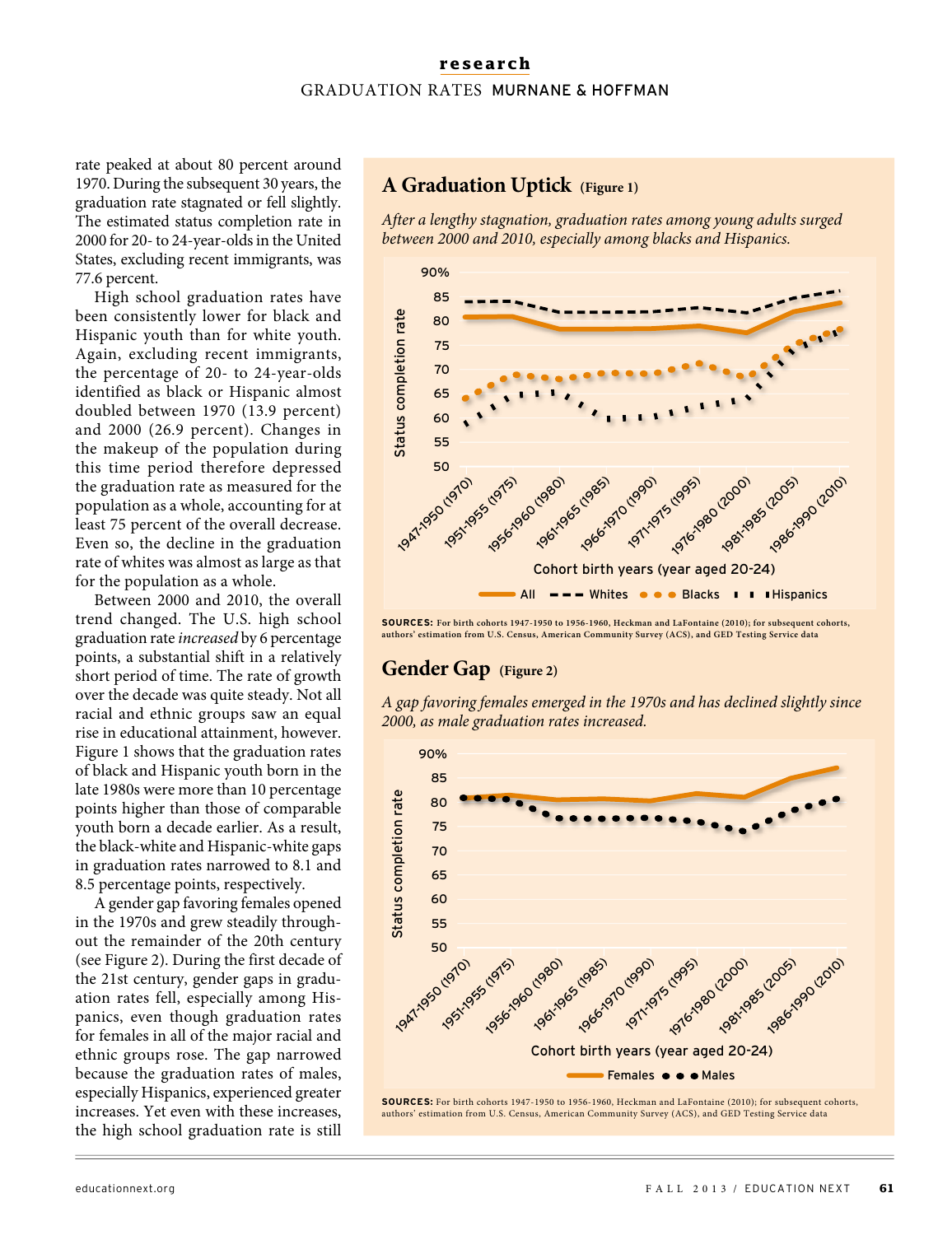rate peaked at about 80 percent around 1970. During the subsequent 30 years, the graduation rate stagnated or fell slightly. The estimated status completion rate in 2000 for 20- to 24-year-olds in the United States, excluding recent immigrants, was 77.6 percent.

High school graduation rates have been consistently lower for black and Hispanic youth than for white youth. Again, excluding recent immigrants, the percentage of 20- to 24-year-olds identified as black or Hispanic almost doubled between 1970 (13.9 percent) and 2000 (26.9 percent). Changes in the makeup of the population during this time period therefore depressed the graduation rate as measured for the population as a whole, accounting for at least 75 percent of the overall decrease. Even so, the decline in the graduation rate of whites was almost as large as that for the population as a whole.

Between 2000 and 2010, the overall trend changed. The U.S. high school graduation rate *increased* by 6 percentage points, a substantial shift in a relatively short period of time. The rate of growth over the decade was quite steady. Not all racial and ethnic groups saw an equal rise in educational attainment, however. Figure 1 shows that the graduation rates of black and Hispanic youth born in the late 1980s were more than 10 percentage points higher than those of comparable youth born a decade earlier. As a result, the black-white and Hispanic-white gaps in graduation rates narrowed to 8.1 and 8.5 percentage points, respectively.

A gender gap favoring females opened in the 1970s and grew steadily throughout the remainder of the 20th century (see Figure 2). During the first decade of the 21st century, gender gaps in graduation rates fell, especially among Hispanics, even though graduation rates for females in all of the major racial and ethnic groups rose. The gap narrowed because the graduation rates of males, especially Hispanics, experienced greater increases. Yet even with these increases, the high school graduation rate is still

## A Graduation Uptick (Figure 1)

*After a lengthy stagnation, graduation rates among young adults surged between 2000 and 2010, especially among blacks and Hispanics.*

Status completion rate

90%
85
80
75
70
65
60
55
50

1947-1950 (1970)
1951-1955 (1975)
1956-1960 (1980)
1961-1965 (1985)
1966-1970 (1990)
1971-1975 (1995)
1976-1980 (2000)
1981-1985 (2005)
1986-1990 (2010)

Cohort birth years (year aged 20-24)

All, Whites, Blacks, Hispanics

**SOURCES:** For birth cohorts 1947-1950 to 1956-1960, Heckman and LaFontaine (2010); for subsequent cohorts, authors' estimation from U.S. Census, American Community Survey (ACS), and GED Testing Service data

## Gender Gap (Figure 2)

*A gap favoring females emerged in the 1970s and has declined slightly since 2000, as male graduation rates increased.*

Status completion rate

90%
85
80
75
70
65
60
55
50

1947-1950 (1970)
1951-1955 (1975)
1956-1960 (1980)
1961-1965 (1985)
1966-1970 (1990)
1971-1975 (1995)
1976-1980 (2000)
1981-1985 (2005)
1986-1990 (2010)

Cohort birth years (year aged 20-24)

Females, Males

**SOURCES:** For birth cohorts 1947-1950 to 1956-1960, Heckman and LaFontaine (2010); for subsequent cohorts, authors' estimation from U.S. Census, American Community Survey (ACS), and GED Testing Service data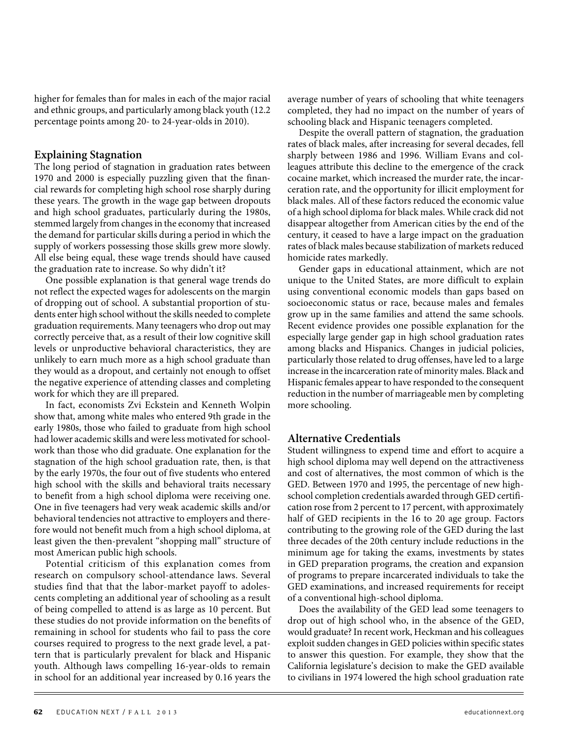higher for females than for males in each of the major racial and ethnic groups, and particularly among black youth (12.2 percentage points among 20- to 24-year-olds in 2010).

## Explaining Stagnation

The long period of stagnation in graduation rates between 1970 and 2000 is especially puzzling given that the financial rewards for completing high school rose sharply during these years. The growth in the wage gap between dropouts and high school graduates, particularly during the 1980s, stemmed largely from changes in the economy that increased the demand for particular skills during a period in which the supply of workers possessing those skills grew more slowly. All else being equal, these wage trends should have caused the graduation rate to increase. So why didn't it?

One possible explanation is that general wage trends do not reflect the expected wages for adolescents on the margin of dropping out of school. A substantial proportion of students enter high school without the skills needed to complete graduation requirements. Many teenagers who drop out may correctly perceive that, as a result of their low cognitive skill levels or unproductive behavioral characteristics, they are unlikely to earn much more as a high school graduate than they would as a dropout, and certainly not enough to offset the negative experience of attending classes and completing work for which they are ill prepared.

In fact, economists Zvi Eckstein and Kenneth Wolpin show that, among white males who entered 9th grade in the early 1980s, those who failed to graduate from high school had lower academic skills and were less motivated for schoolwork than those who did graduate. One explanation for the stagnation of the high school graduation rate, then, is that by the early 1970s, the four out of five students who entered high school with the skills and behavioral traits necessary to benefit from a high school diploma were receiving one. One in five teenagers had very weak academic skills and/or behavioral tendencies not attractive to employers and therefore would not benefit much from a high school diploma, at least given the then-prevalent "shopping mall" structure of most American public high schools.

Potential criticism of this explanation comes from research on compulsory school-attendance laws. Several studies find that that the labor-market payoff to adolescents completing an additional year of schooling as a result of being compelled to attend is as large as 10 percent. But these studies do not provide information on the benefits of remaining in school for students who fail to pass the core courses required to progress to the next grade level, a pattern that is particularly prevalent for black and Hispanic youth. Although laws compelling 16-year-olds to remain in school for an additional year increased by 0.16 years the average number of years of schooling that white teenagers completed, they had no impact on the number of years of schooling black and Hispanic teenagers completed.

Despite the overall pattern of stagnation, the graduation rates of black males, after increasing for several decades, fell sharply between 1986 and 1996. William Evans and colleagues attribute this decline to the emergence of the crack cocaine market, which increased the murder rate, the incarceration rate, and the opportunity for illicit employment for black males. All of these factors reduced the economic value of a high school diploma for black males. While crack did not disappear altogether from American cities by the end of the century, it ceased to have a large impact on the graduation rates of black males because stabilization of markets reduced homicide rates markedly.

Gender gaps in educational attainment, which are not unique to the United States, are more difficult to explain using conventional economic models than gaps based on socioeconomic status or race, because males and females grow up in the same families and attend the same schools. Recent evidence provides one possible explanation for the especially large gender gap in high school graduation rates among blacks and Hispanics. Changes in judicial policies, particularly those related to drug offenses, have led to a large increase in the incarceration rate of minority males. Black and Hispanic females appear to have responded to the consequent reduction in the number of marriageable men by completing more schooling.

## Alternative Credentials

Student willingness to expend time and effort to acquire a high school diploma may well depend on the attractiveness and cost of alternatives, the most common of which is the GED. Between 1970 and 1995, the percentage of new high-school completion credentials awarded through GED certification rose from 2 percent to 17 percent, with approximately half of GED recipients in the 16 to 20 age group. Factors contributing to the growing role of the GED during the last three decades of the 20th century include reductions in the minimum age for taking the exams, investments by states in GED preparation programs, the creation and expansion of programs to prepare incarcerated individuals to take the GED examinations, and increased requirements for receipt of a conventional high-school diploma.

Does the availability of the GED lead some teenagers to drop out of high school who, in the absence of the GED, would graduate? In recent work, Heckman and his colleagues exploit sudden changes in GED policies within specific states to answer this question. For example, they show that the California legislature's decision to make the GED available to civilians in 1974 lowered the high school graduation rate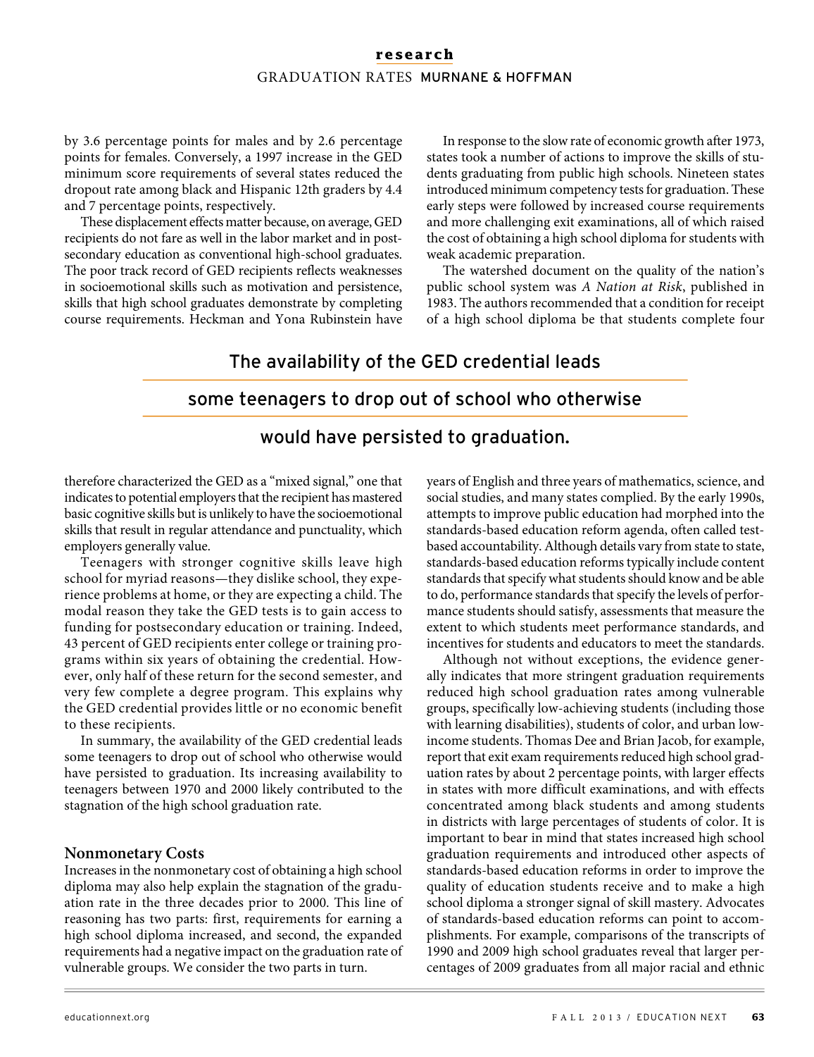by 3.6 percentage points for males and by 2.6 percentage points for females. Conversely, a 1997 increase in the GED minimum score requirements of several states reduced the dropout rate among black and Hispanic 12th graders by 4.4 and 7 percentage points, respectively.

These displacement effects matter because, on average, GED recipients do not fare as well in the labor market and in postsecondary education as conventional high-school graduates. The poor track record of GED recipients reflects weaknesses in socioemotional skills such as motivation and persistence, skills that high school graduates demonstrate by completing course requirements. Heckman and Yona Rubinstein have therefore characterized the GED as a "mixed signal," one that indicates to potential employers that the recipient has mastered basic cognitive skills but is unlikely to have the socioemotional skills that result in regular attendance and punctuality, which employers generally value.

Teenagers with stronger cognitive skills leave high school for myriad reasons—they dislike school, they experience problems at home, or they are expecting a child. The modal reason they take the GED tests is to gain access to funding for postsecondary education or training. Indeed, 43 percent of GED recipients enter college or training programs within six years of obtaining the credential. However, only half of these return for the second semester, and very few complete a degree program. This explains why the GED credential provides little or no economic benefit to these recipients.

In summary, the availability of the GED credential leads some teenagers to drop out of school who otherwise would have persisted to graduation. Its increasing availability to teenagers between 1970 and 2000 likely contributed to the stagnation of the high school graduation rate.

## Nonmonetary Costs

Increases in the nonmonetary cost of obtaining a high school diploma may also help explain the stagnation of the graduation rate in the three decades prior to 2000. This line of reasoning has two parts: first, requirements for earning a high school diploma increased, and second, the expanded requirements had a negative impact on the graduation rate of vulnerable groups. We consider the two parts in turn.

In response to the slow rate of economic growth after 1973, states took a number of actions to improve the skills of students graduating from public high schools. Nineteen states introduced minimum competency tests for graduation. These early steps were followed by increased course requirements and more challenging exit examinations, all of which raised the cost of obtaining a high school diploma for students with weak academic preparation.

The watershed document on the quality of the nation's public school system was *A Nation at Risk*, published in 1983. The authors recommended that a condition for receipt of a high school diploma be that students complete four years of English and three years of mathematics, science, and social studies, and many states complied. By the early 1990s, attempts to improve public education had morphed into the standards-based education reform agenda, often called test-based accountability. Although details vary from state to state, standards-based education reforms typically include content standards that specify what students should know and be able to do, performance standards that specify the levels of performance students should satisfy, assessments that measure the extent to which students meet performance standards, and incentives for students and educators to meet the standards.

Although not without exceptions, the evidence generally indicates that more stringent graduation requirements reduced high school graduation rates among vulnerable groups, specifically low-achieving students (including those with learning disabilities), students of color, and urban low-income students. Thomas Dee and Brian Jacob, for example, report that exit exam requirements reduced high school graduation rates by about 2 percentage points, with larger effects in states with more difficult examinations, and with effects concentrated among black students and among students in districts with large percentages of students of color. It is important to bear in mind that states increased high school graduation requirements and introduced other aspects of standards-based education reforms in order to improve the quality of education students receive and to make a high school diploma a stronger signal of skill mastery. Advocates of standards-based education reforms can point to accomplishments. For example, comparisons of the transcripts of 1990 and 2009 high school graduates reveal that larger percentages of 2009 graduates from all major racial and ethnic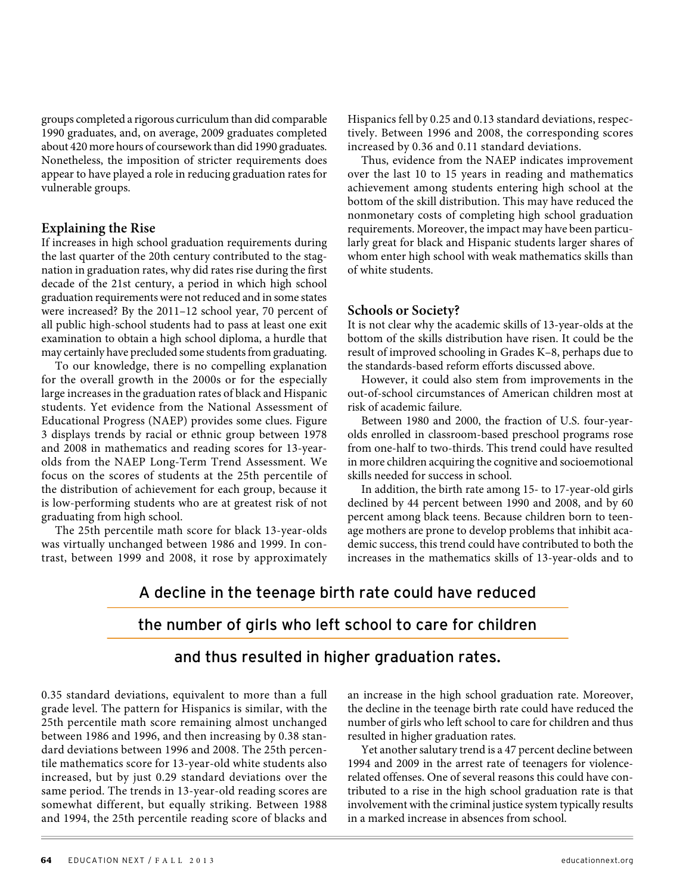groups completed a rigorous curriculum than did comparable 1990 graduates, and, on average, 2009 graduates completed about 420 more hours of coursework than did 1990 graduates. Nonetheless, the imposition of stricter requirements does appear to have played a role in reducing graduation rates for vulnerable groups.

## Explaining the Rise

If increases in high school graduation requirements during the last quarter of the 20th century contributed to the stagnation in graduation rates, why did rates rise during the first decade of the 21st century, a period in which high school graduation requirements were not reduced and in some states were increased? By the 2011–12 school year, 70 percent of all public high-school students had to pass at least one exit examination to obtain a high school diploma, a hurdle that may certainly have precluded some students from graduating.

To our knowledge, there is no compelling explanation for the overall growth in the 2000s or for the especially large increases in the graduation rates of black and Hispanic students. Yet evidence from the National Assessment of Educational Progress (NAEP) provides some clues. Figure 3 displays trends by racial or ethnic group between 1978 and 2008 in mathematics and reading scores for 13-year-olds from the NAEP Long-Term Trend Assessment. We focus on the scores of students at the 25th percentile of the distribution of achievement for each group, because it is low-performing students who are at greatest risk of not graduating from high school.

The 25th percentile math score for black 13-year-olds was virtually unchanged between 1986 and 1999. In contrast, between 1999 and 2008, it rose by approximately 0.35 standard deviations, equivalent to more than a full grade level. The pattern for Hispanics is similar, with the 25th percentile math score remaining almost unchanged between 1986 and 1996, and then increasing by 0.38 standard deviations between 1996 and 2008. The 25th percentile mathematics score for 13-year-old white students also increased, but by just 0.29 standard deviations over the same period. The trends in 13-year-old reading scores are somewhat different, but equally striking. Between 1988 and 1994, the 25th percentile reading score of blacks and Hispanics fell by 0.25 and 0.13 standard deviations, respectively. Between 1996 and 2008, the corresponding scores increased by 0.36 and 0.11 standard deviations.

Thus, evidence from the NAEP indicates improvement over the last 10 to 15 years in reading and mathematics achievement among students entering high school at the bottom of the skill distribution. This may have reduced the nonmonetary costs of completing high school graduation requirements. Moreover, the impact may have been particularly great for black and Hispanic students larger shares of whom enter high school with weak mathematics skills than of white students.

## Schools or Society?

It is not clear why the academic skills of 13-year-olds at the bottom of the skills distribution have risen. It could be the result of improved schooling in Grades K–8, perhaps due to the standards-based reform efforts discussed above.

However, it could also stem from improvements in the out-of-school circumstances of American children most at risk of academic failure.

Between 1980 and 2000, the fraction of U.S. four-year-olds enrolled in classroom-based preschool programs rose from one-half to two-thirds. This trend could have resulted in more children acquiring the cognitive and socioemotional skills needed for success in school.

In addition, the birth rate among 15- to 17-year-old girls declined by 44 percent between 1990 and 2008, and by 60 percent among black teens. Because children born to teenage mothers are prone to develop problems that inhibit academic success, this trend could have contributed to both the increases in the mathematics skills of 13-year-olds and to an increase in the high school graduation rate. Moreover, the decline in the teenage birth rate could have reduced the number of girls who left school to care for children and thus resulted in higher graduation rates.

> A decline in the teenage birth rate could have reduced the number of girls who left school to care for children and thus resulted in higher graduation rates.

Yet another salutary trend is a 47 percent decline between 1994 and 2009 in the arrest rate of teenagers for violence-related offenses. One of several reasons this could have contributed to a rise in the high school graduation rate is that involvement with the criminal justice system typically results in a marked increase in absences from school.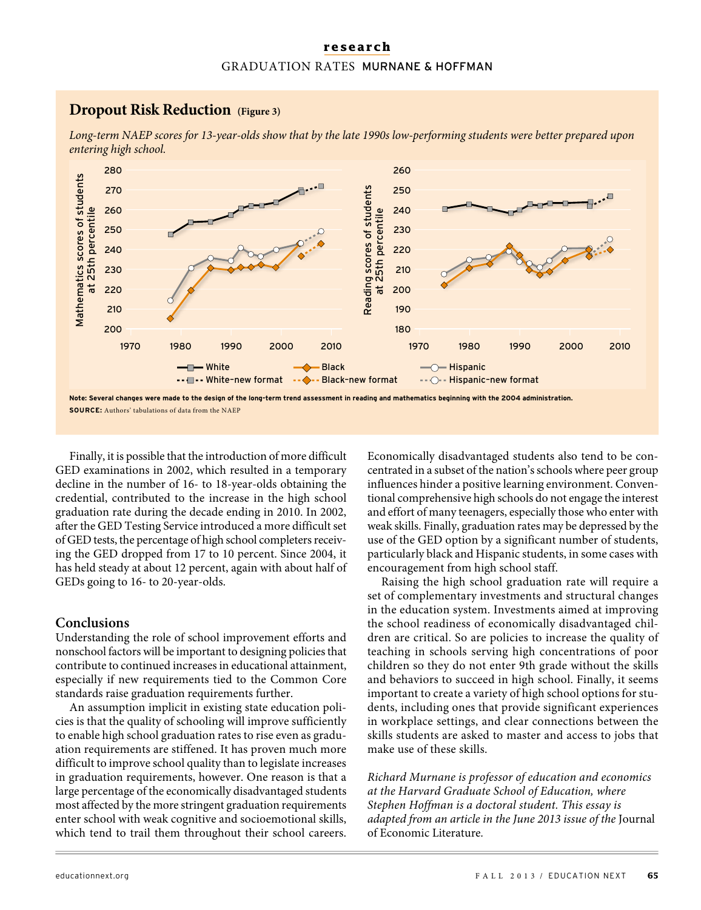## Dropout Risk Reduction (Figure 3)

*Long-term NAEP scores for 13-year-olds show that by the late 1990s low-performing students were better prepared upon entering high school.*

Mathematics scores of students at 25th percentile

280
270
260
250
240
230
220
210
200

1970 1980 1990 2000 2010

Reading scores of students at 25th percentile

260
250
240
230
220
210
200
190
180

1970 1980 1990 2000 2010

White
White-new format
Black
Black-new format
Hispanic
Hispanic-new format

**Note: Several changes were made to the design of the long-term trend assessment in reading and mathematics beginning with the 2004 administration.**

**SOURCE:** Authors' tabulations of data from the NAEP

Finally, it is possible that the introduction of more difficult GED examinations in 2002, which resulted in a temporary decline in the number of 16- to 18-year-olds obtaining the credential, contributed to the increase in the high school graduation rate during the decade ending in 2010. In 2002, after the GED Testing Service introduced a more difficult set of GED tests, the percentage of high school completers receiving the GED dropped from 17 to 10 percent. Since 2004, it has held steady at about 12 percent, again with about half of GEDs going to 16- to 20-year-olds.

## Conclusions

Understanding the role of school improvement efforts and nonschool factors will be important to designing policies that contribute to continued increases in educational attainment, especially if new requirements tied to the Common Core standards raise graduation requirements further.

An assumption implicit in existing state education policies is that the quality of schooling will improve sufficiently to enable high school graduation rates to rise even as graduation requirements are stiffened. It has proven much more difficult to improve school quality than to legislate increases in graduation requirements, however. One reason is that a large percentage of the economically disadvantaged students most affected by the more stringent graduation requirements enter school with weak cognitive and socioemotional skills, which tend to trail them throughout their school careers. Economically disadvantaged students also tend to be concentrated in a subset of the nation's schools where peer group influences hinder a positive learning environment. Conventional comprehensive high schools do not engage the interest and effort of many teenagers, especially those who enter with weak skills. Finally, graduation rates may be depressed by the use of the GED option by a significant number of students, particularly black and Hispanic students, in some cases with encouragement from high school staff.

Raising the high school graduation rate will require a set of complementary investments and structural changes in the education system. Investments aimed at improving the school readiness of economically disadvantaged children are critical. So are policies to increase the quality of teaching in schools serving high concentrations of poor children so they do not enter 9th grade without the skills and behaviors to succeed in high school. Finally, it seems important to create a variety of high school options for students, including ones that provide significant experiences in workplace settings, and clear connections between the skills students are asked to master and access to jobs that make use of these skills.

*Richard Murnane is professor of education and economics at the Harvard Graduate School of Education, where Stephen Hoffman is a doctoral student. This essay is adapted from an article in the June 2013 issue of the* Journal of Economic Literature.